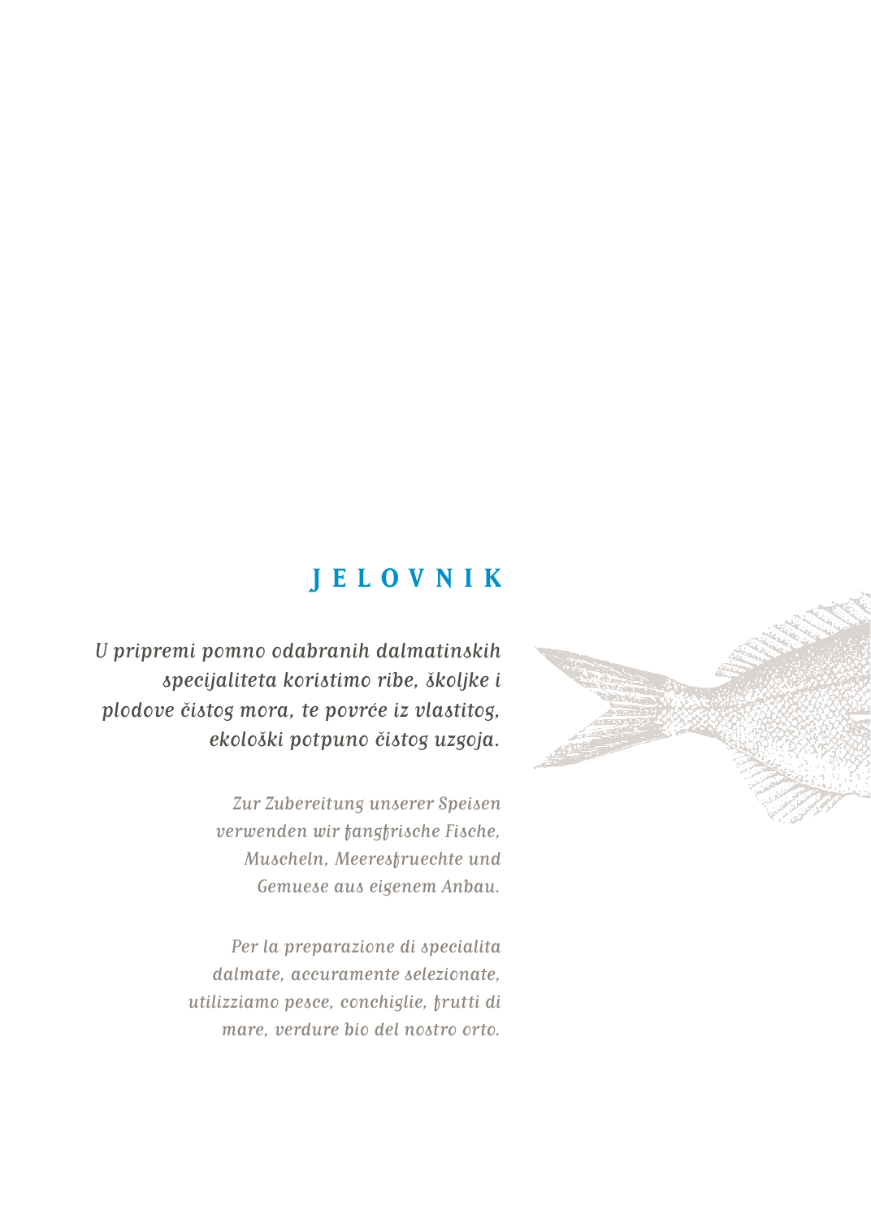# JELOVNIK

*U pripremi pomno odabranih dalmatinskih specijaliteta koristimo ribe, školjke i plodove čistog mora, te povrće iz vlastitog, ekološki potpuno čistog uzgoja.*

*Zur Zubereitung unserer Speisen verwenden wir fangfrische Fische, Muscheln, Meeresfruechte und Gemuese aus eigenem Anbau.*

*Per la preparazione di specialita dalmate, accuramente selezionate, utilizziamo pesce, conchiglie, frutti di mare, verdure bio del nostro orto.*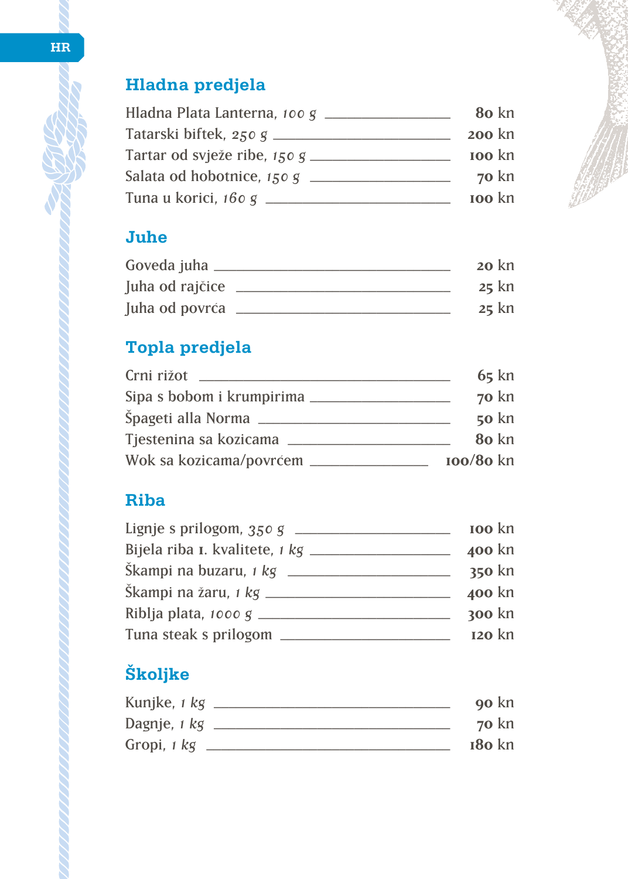## Hladna predjela

| | |
|---|---|
| Hladna Plata Lanterna, *100 g* | 80 kn |
| Tatarski biftek, *250 g* | 200 kn |
| Tartar od svježe ribe, *150 g* | 100 kn |
| Salata od hobotnice, *150 g* | 70 kn |
| Tuna u korici, *160 g* | 100 kn |

## Juhe

| | |
|---|---|
| Goveda juha | 20 kn |
| Juha od rajčice | 25 kn |
| Juha od povrća | 25 kn |

## Topla predjela

| | |
|---|---|
| Crni rižot | 65 kn |
| Sipa s bobom i krumpirima | 70 kn |
| Špageti alla Norma | 50 kn |
| Tjestenina sa kozicama | 80 kn |
| Wok sa kozicama/povrćem | 100/80 kn |

## Riba

| | |
|---|---|
| Lignje s prilogom, *350 g* | 100 kn |
| Bijela riba I. kvalitete, *1 kg* | 400 kn |
| Škampi na buzaru, *1 kg* | 350 kn |
| Škampi na žaru, *1 kg* | 400 kn |
| Riblja plata, *1000 g* | 300 kn |
| Tuna steak s prilogom | 120 kn |

## Školjke

| | |
|---|---|
| Kunjke, *1 kg* | 90 kn |
| Dagnje, *1 kg* | 70 kn |
| Gropi, *1 kg* | 180 kn |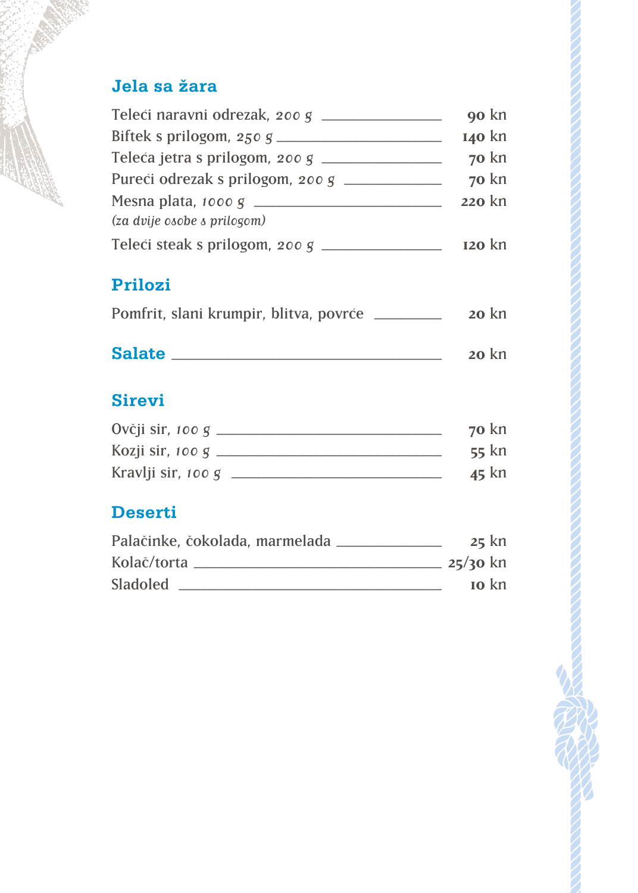## Jela sa žara

| | |
|---|---|
| Teleći naravni odrezak, *200 g* | 90 kn |
| Biftek s prilogom, *250 g* | 140 kn |
| Teleća jetra s prilogom, *200 g* | 70 kn |
| Pureći odrezak s prilogom, *200 g* | 70 kn |
| Mesna plata, *1000 g* *(za dvije osobe s prilogom)* | 220 kn |
| Teleći steak s prilogom, *200 g* | 120 kn |

## Prilozi

| | |
|---|---|
| Pomfrit, slani krumpir, blitva, povrće | 20 kn |

## Salate — 20 kn

## Sirevi

| | |
|---|---|
| Ovčji sir, *100 g* | 70 kn |
| Kozji sir, *100 g* | 55 kn |
| Kravlji sir, *100 g* | 45 kn |

## Deserti

| | |
|---|---|
| Palačinke, čokolada, marmelada | 25 kn |
| Kolač/torta | 25/30 kn |
| Sladoled | 10 kn |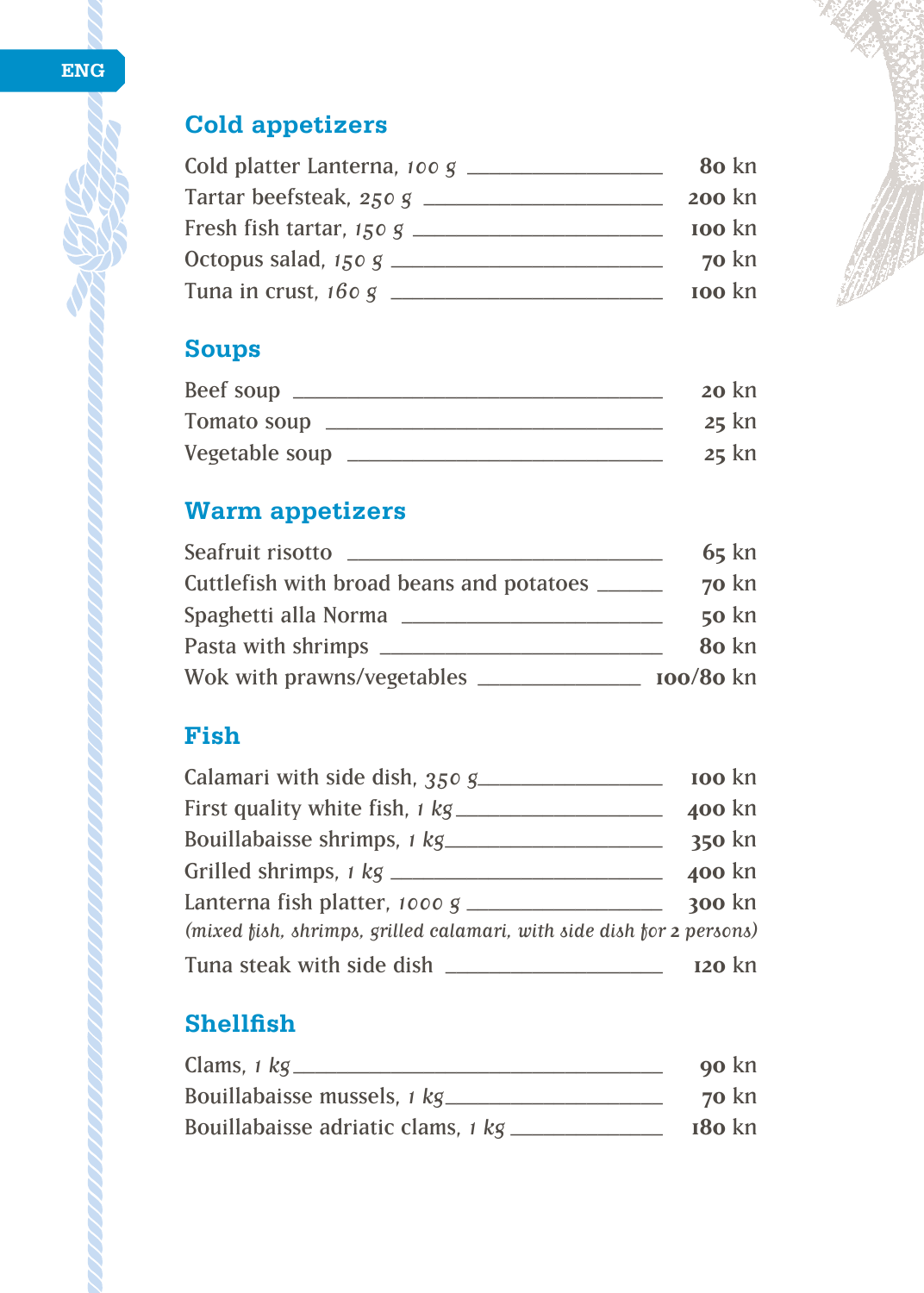## Cold appetizers

| | |
|---|---|
| Cold platter Lanterna, *100 g* | 80 kn |
| Tartar beefsteak, *250 g* | 200 kn |
| Fresh fish tartar, *150 g* | 100 kn |
| Octopus salad, *150 g* | 70 kn |
| Tuna in crust, *160 g* | 100 kn |

## Soups

| | |
|---|---|
| Beef soup | 20 kn |
| Tomato soup | 25 kn |
| Vegetable soup | 25 kn |

## Warm appetizers

| | |
|---|---|
| Seafruit risotto | 65 kn |
| Cuttlefish with broad beans and potatoes | 70 kn |
| Spaghetti alla Norma | 50 kn |
| Pasta with shrimps | 80 kn |
| Wok with prawns/vegetables | 100/80 kn |

## Fish

| | |
|---|---|
| Calamari with side dish, *350 g* | 100 kn |
| First quality white fish, *1 kg* | 400 kn |
| Bouillabaisse shrimps, *1 kg* | 350 kn |
| Grilled shrimps, *1 kg* | 400 kn |
| Lanterna fish platter, *1000 g* *(mixed fish, shrimps, grilled calamari, with side dish for 2 persons)* | 300 kn |
| Tuna steak with side dish | 120 kn |

## Shellfish

| | |
|---|---|
| Clams, *1 kg* | 90 kn |
| Bouillabaisse mussels, *1 kg* | 70 kn |
| Bouillabaisse adriatic clams, *1 kg* | 180 kn |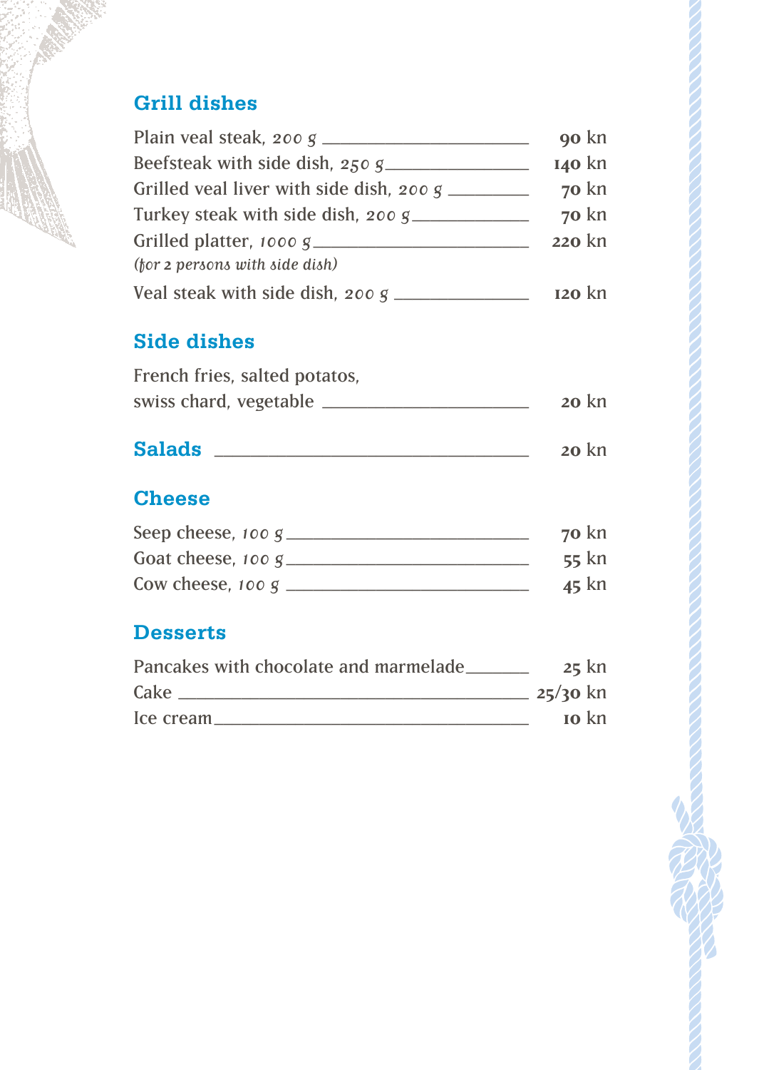## Grill dishes

| | |
|---|---|
| Plain veal steak, *200 g* | 90 kn |
| Beefsteak with side dish, *250 g* | 140 kn |
| Grilled veal liver with side dish, *200 g* | 70 kn |
| Turkey steak with side dish, *200 g* | 70 kn |
| Grilled platter, *1000 g* *(for 2 persons with side dish)* | 220 kn |
| Veal steak with side dish, *200 g* | 120 kn |

## Side dishes

| | |
|---|---|
| French fries, salted potatos, swiss chard, vegetable | 20 kn |

## Salads — 20 kn

## Cheese

| | |
|---|---|
| Seep cheese, *100 g* | 70 kn |
| Goat cheese, *100 g* | 55 kn |
| Cow cheese, *100 g* | 45 kn |

## Desserts

| | |
|---|---|
| Pancakes with chocolate and marmelade | 25 kn |
| Cake | 25/30 kn |
| Ice cream | 10 kn |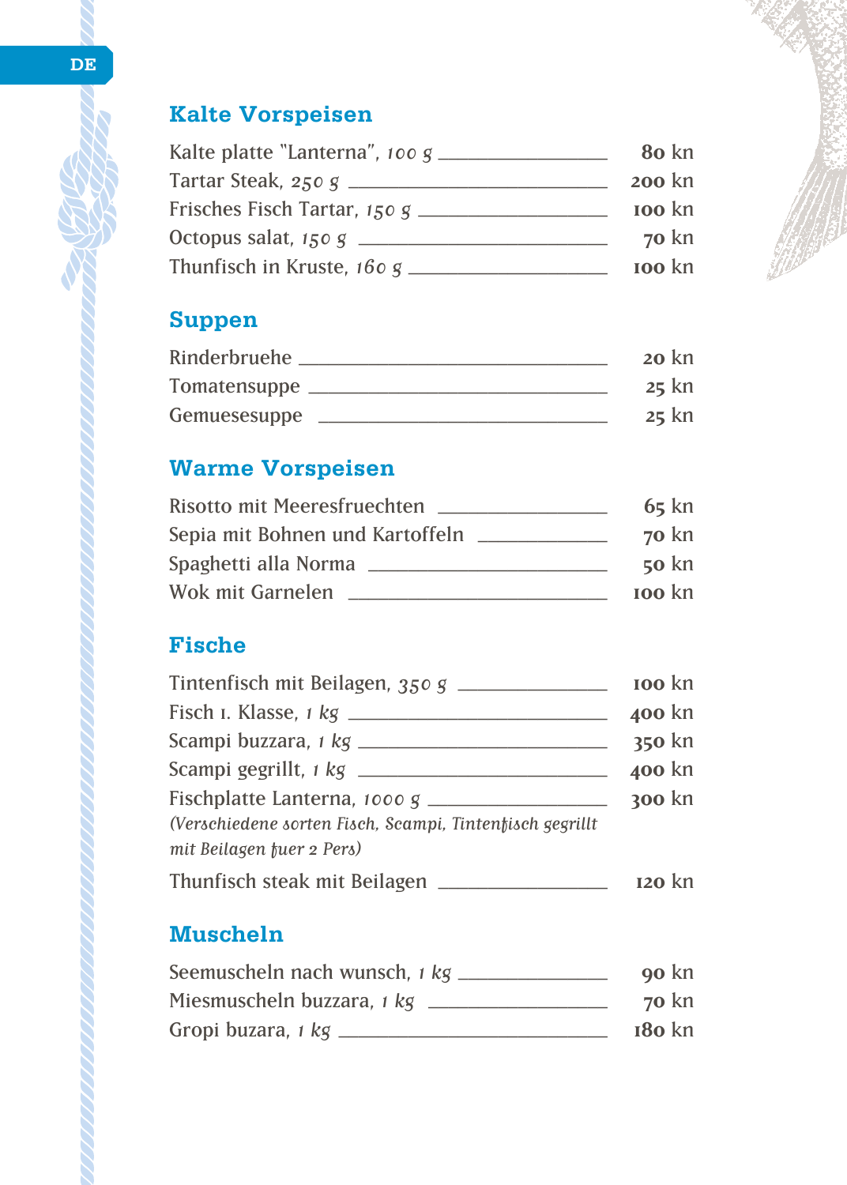## Kalte Vorspeisen

| | |
|---|---|
| Kalte platte "Lanterna", *100 g* | 80 kn |
| Tartar Steak, *250 g* | 200 kn |
| Frisches Fisch Tartar, *150 g* | 100 kn |
| Octopus salat, *150 g* | 70 kn |
| Thunfisch in Kruste, *160 g* | 100 kn |

## Suppen

| | |
|---|---|
| Rinderbruehe | 20 kn |
| Tomatensuppe | 25 kn |
| Gemuesesuppe | 25 kn |

## Warme Vorspeisen

| | |
|---|---|
| Risotto mit Meeresfruechten | 65 kn |
| Sepia mit Bohnen und Kartoffeln | 70 kn |
| Spaghetti alla Norma | 50 kn |
| Wok mit Garnelen | 100 kn |

## Fische

| | |
|---|---|
| Tintenfisch mit Beilagen, *350 g* | 100 kn |
| Fisch I. Klasse, *1 kg* | 400 kn |
| Scampi buzzara, *1 kg* | 350 kn |
| Scampi gegrillt, *1 kg* | 400 kn |
| Fischplatte Lanterna, *1000 g* *(Verschiedene sorten Fisch, Scampi, Tintenfisch gegrillt mit Beilagen fuer 2 Pers)* | 300 kn |
| Thunfisch steak mit Beilagen | 120 kn |

## Muscheln

| | |
|---|---|
| Seemuscheln nach wunsch, *1 kg* | 90 kn |
| Miesmuscheln buzzara, *1 kg* | 70 kn |
| Gropi buzara, *1 kg* | 180 kn |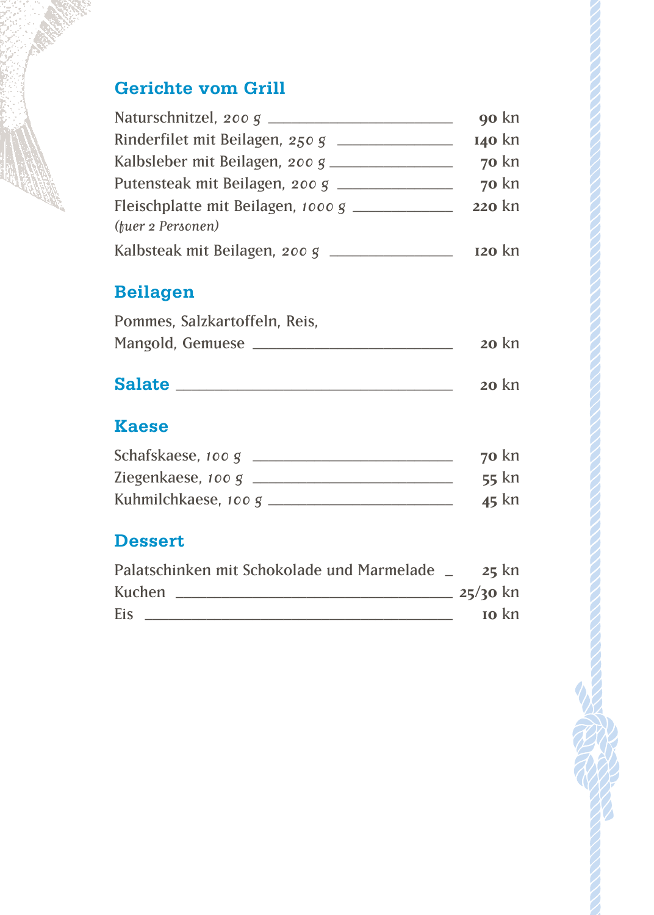## Gerichte vom Grill

| | |
|---|---|
| Naturschnitzel, *200 g* | 90 kn |
| Rinderfilet mit Beilagen, *250 g* | 140 kn |
| Kalbsleber mit Beilagen, *200 g* | 70 kn |
| Putensteak mit Beilagen, *200 g* | 70 kn |
| Fleischplatte mit Beilagen, *1000 g* *(fuer 2 Personen)* | 220 kn |
| Kalbsteak mit Beilagen, *200 g* | 120 kn |

## Beilagen

| | |
|---|---|
| Pommes, Salzkartoffeln, Reis, Mangold, Gemuese | 20 kn |

## Salate

| | |
|---|---|
| Salate | 20 kn |

## Kaese

| | |
|---|---|
| Schafskaese, *100 g* | 70 kn |
| Ziegenkaese, *100 g* | 55 kn |
| Kuhmilchkaese, *100 g* | 45 kn |

## Dessert

| | |
|---|---|
| Palatschinken mit Schokolade und Marmelade | 25 kn |
| Kuchen | 25/30 kn |
| Eis | 10 kn |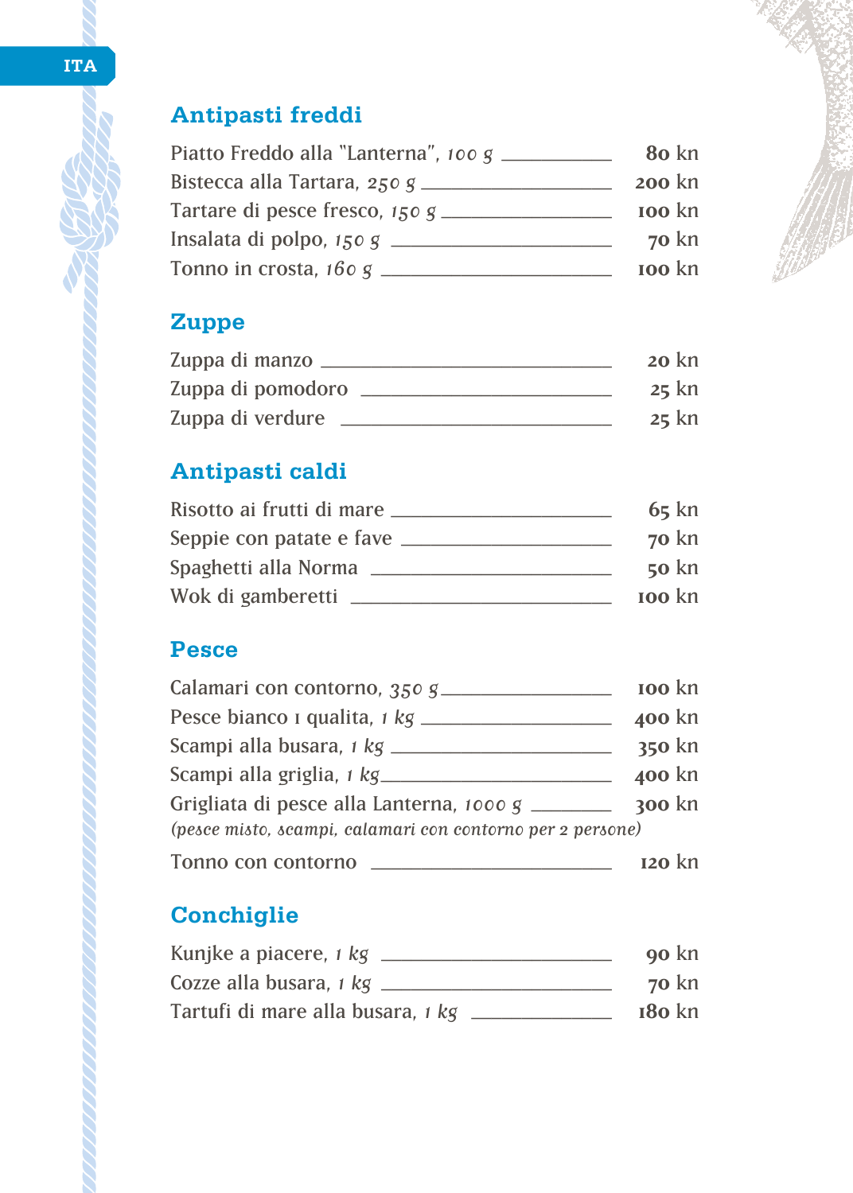## Antipasti freddi

| | |
|---|---|
| Piatto Freddo alla "Lanterna", *100 g* | 80 kn |
| Bistecca alla Tartara, *250 g* | 200 kn |
| Tartare di pesce fresco, *150 g* | 100 kn |
| Insalata di polpo, *150 g* | 70 kn |
| Tonno in crosta, *160 g* | 100 kn |

## Zuppe

| | |
|---|---|
| Zuppa di manzo | 20 kn |
| Zuppa di pomodoro | 25 kn |
| Zuppa di verdure | 25 kn |

## Antipasti caldi

| | |
|---|---|
| Risotto ai frutti di mare | 65 kn |
| Seppie con patate e fave | 70 kn |
| Spaghetti alla Norma | 50 kn |
| Wok di gamberetti | 100 kn |

## Pesce

| | |
|---|---|
| Calamari con contorno, *350 g* | 100 kn |
| Pesce bianco I qualita, *1 kg* | 400 kn |
| Scampi alla busara, *1 kg* | 350 kn |
| Scampi alla griglia, *1 kg* | 400 kn |
| Grigliata di pesce alla Lanterna, *1000 g* *(pesce misto, scampi, calamari con contorno per 2 persone)* | 300 kn |
| Tonno con contorno | 120 kn |

## Conchiglie

| | |
|---|---|
| Kunjke a piacere, *1 kg* | 90 kn |
| Cozze alla busara, *1 kg* | 70 kn |
| Tartufi di mare alla busara, *1 kg* | 180 kn |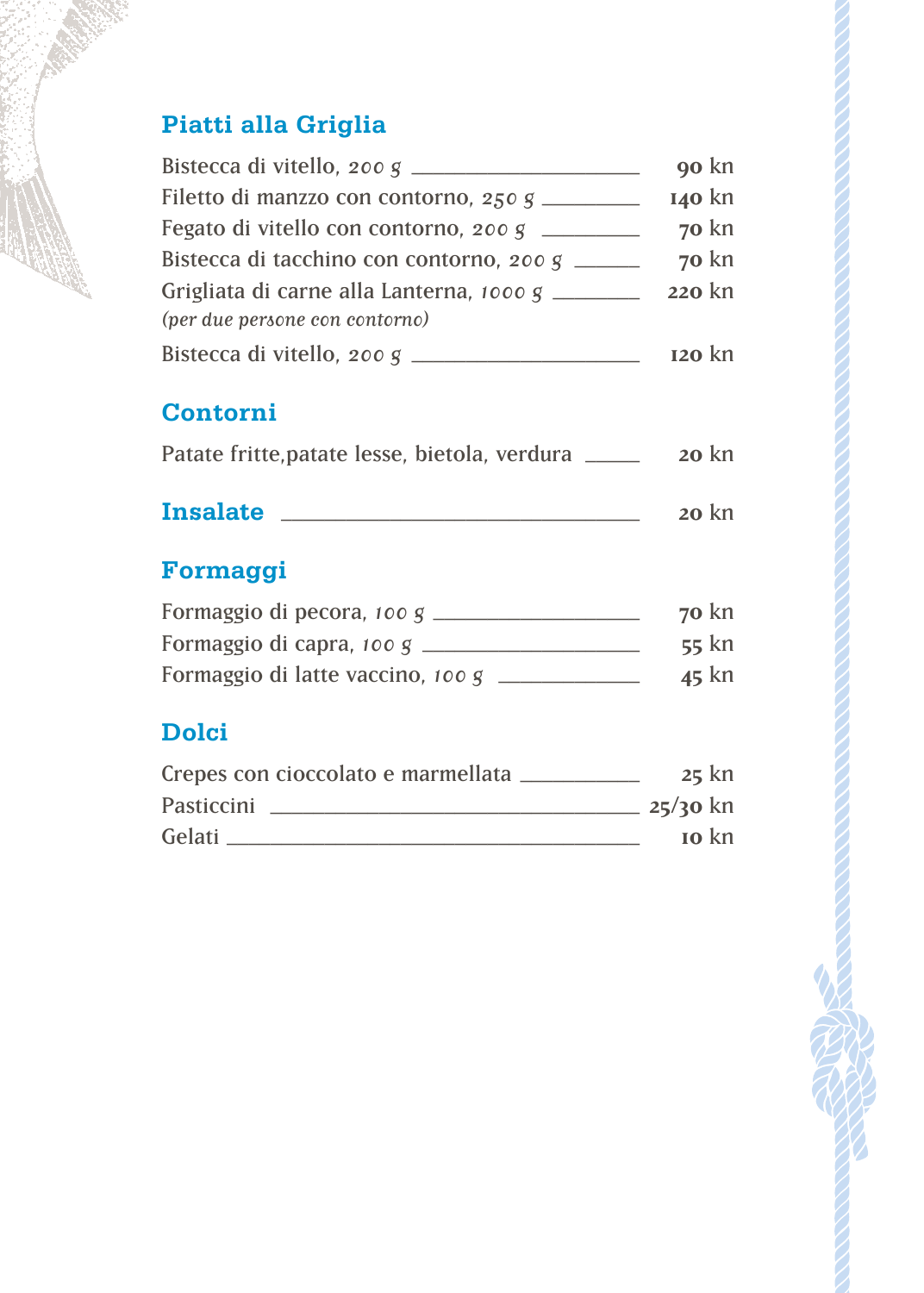## Piatti alla Griglia

| | |
|---|---|
| Bistecca di vitello, *200 g* | 90 kn |
| Filetto di manzzo con contorno, *250 g* | 140 kn |
| Fegato di vitello con contorno, *200 g* | 70 kn |
| Bistecca di tacchino con contorno, *200 g* | 70 kn |
| Grigliata di carne alla Lanterna, *1000 g* *(per due persone con contorno)* | 220 kn |
| Bistecca di vitello, *200 g* | 120 kn |

## Contorni

| | |
|---|---|
| Patate fritte,patate lesse, bietola, verdura | 20 kn |

## Insalate — 20 kn

## Formaggi

| | |
|---|---|
| Formaggio di pecora, *100 g* | 70 kn |
| Formaggio di capra, *100 g* | 55 kn |
| Formaggio di latte vaccino, *100 g* | 45 kn |

## Dolci

| | |
|---|---|
| Crepes con cioccolato e marmellata | 25 kn |
| Pasticcini | 25/30 kn |
| Gelati | 10 kn |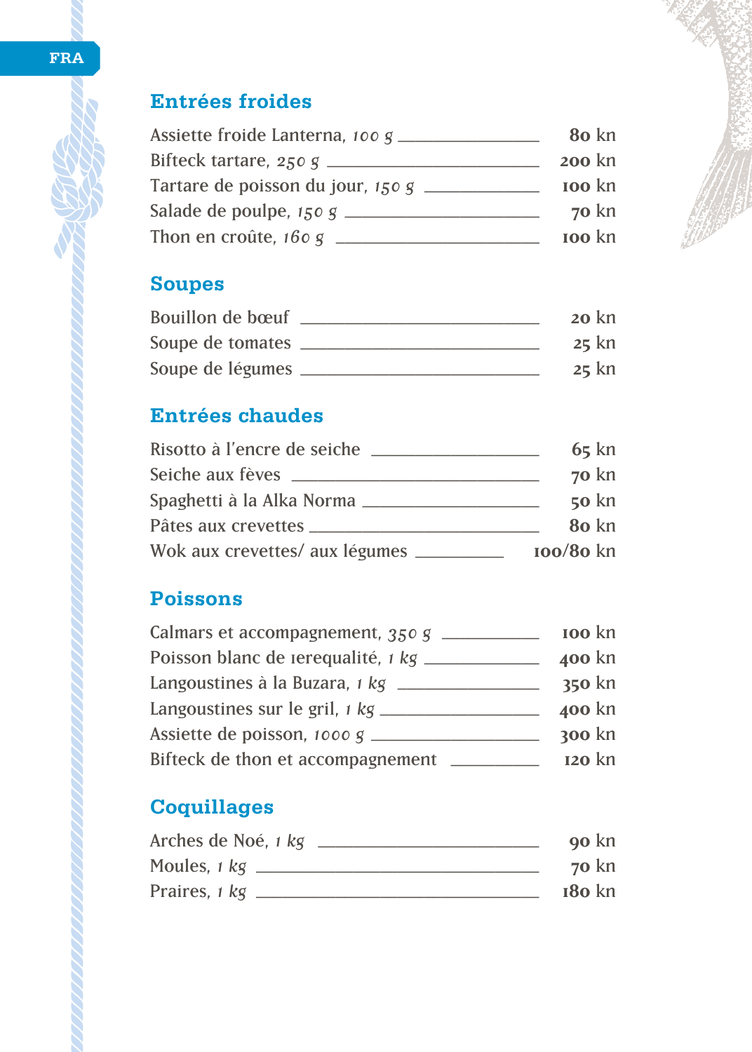FRA

## Entrées froides

| | |
|---|---|
| Assiette froide Lanterna, *100 g* | **80** kn |
| Bifteck tartare, *250 g* | **200** kn |
| Tartare de poisson du jour, *150 g* | **100** kn |
| Salade de poulpe, *150 g* | **70** kn |
| Thon en croûte, *160 g* | **100** kn |

## Soupes

| | |
|---|---|
| Bouillon de bœuf | **20** kn |
| Soupe de tomates | **25** kn |
| Soupe de légumes | **25** kn |

## Entrées chaudes

| | |
|---|---|
| Risotto à l'encre de seiche | **65** kn |
| Seiche aux fèves | **70** kn |
| Spaghetti à la Alka Norma | **50** kn |
| Pâtes aux crevettes | **80** kn |
| Wok aux crevettes/ aux légumes | **100/80** kn |

## Poissons

| | |
|---|---|
| Calmars et accompagnement, *350 g* | **100** kn |
| Poisson blanc de ıerequalité, *1 kg* | **400** kn |
| Langoustines à la Buzara, *1 kg* | **350** kn |
| Langoustines sur le gril, *1 kg* | **400** kn |
| Assiette de poisson, *1000 g* | **300** kn |
| Bifteck de thon et accompagnement | **120** kn |

## Coquillages

| | |
|---|---|
| Arches de Noé, *1 kg* | **90** kn |
| Moules, *1 kg* | **70** kn |
| Praires, *1 kg* | **180** kn |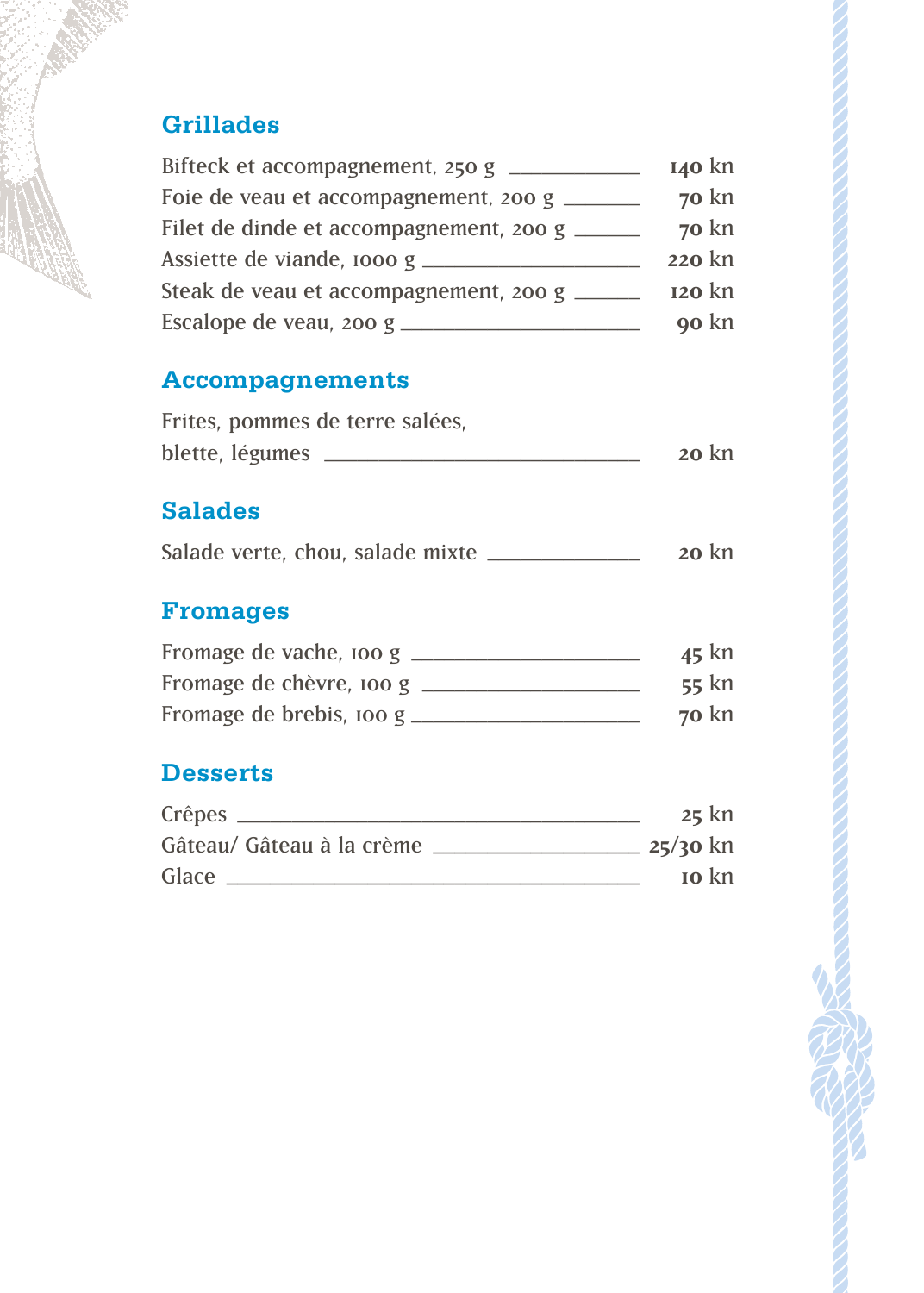## Grillades

| | |
|---|---|
| Bifteck et accompagnement, 250 g | 140 kn |
| Foie de veau et accompagnement, 200 g | 70 kn |
| Filet de dinde et accompagnement, 200 g | 70 kn |
| Assiette de viande, 1000 g | 220 kn |
| Steak de veau et accompagnement, 200 g | 120 kn |
| Escalope de veau, 200 g | 90 kn |

## Accompagnements

| | |
|---|---|
| Frites, pommes de terre salées, blette, légumes | 20 kn |

## Salades

| | |
|---|---|
| Salade verte, chou, salade mixte | 20 kn |

## Fromages

| | |
|---|---|
| Fromage de vache, 100 g | 45 kn |
| Fromage de chèvre, 100 g | 55 kn |
| Fromage de brebis, 100 g | 70 kn |

## Desserts

| | |
|---|---|
| Crêpes | 25 kn |
| Gâteau/ Gâteau à la crème | 25/30 kn |
| Glace | 10 kn |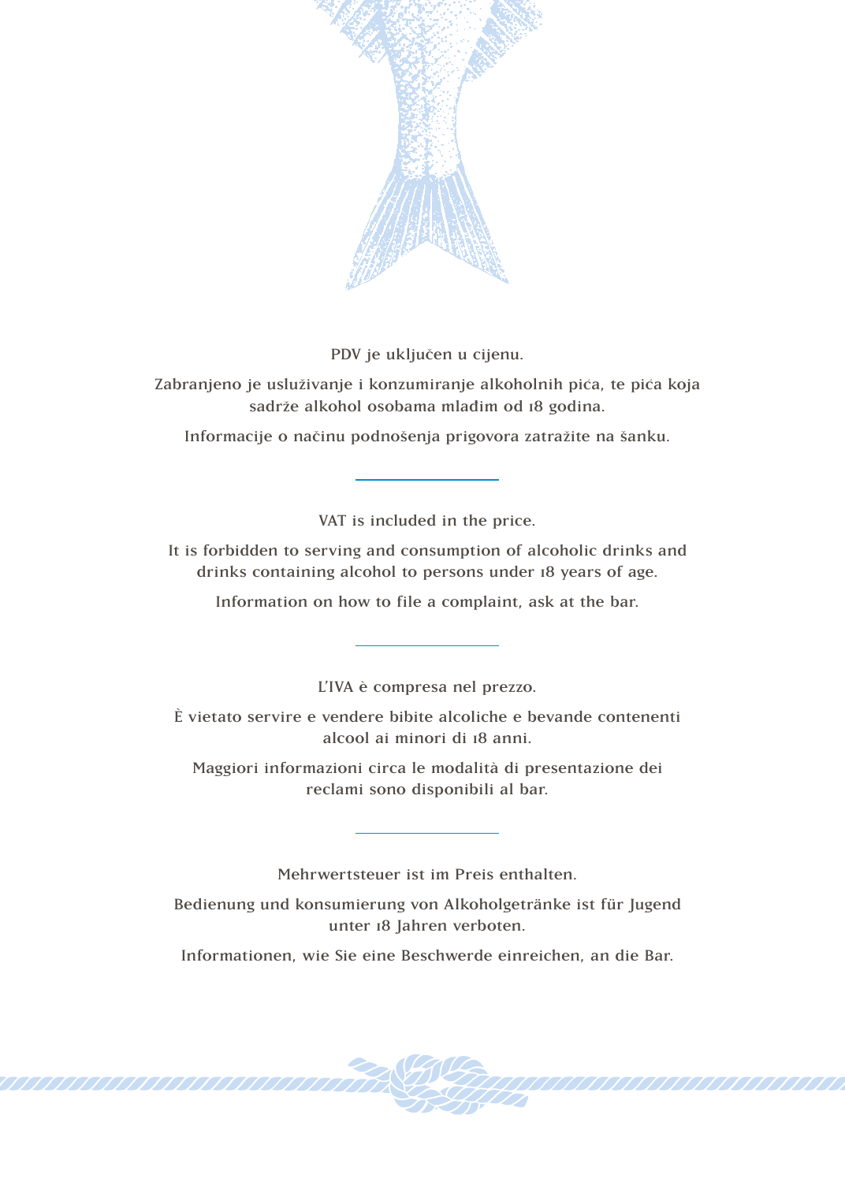PDV je uključen u cijenu.

Zabranjeno je usluživanje i konzumiranje alkoholnih pića, te pića koja sadrže alkohol osobama mlađim od 18 godina.

Informacije o načinu podnošenja prigovora zatražite na šanku.

---

VAT is included in the price.

It is forbidden to serving and consumption of alcoholic drinks and drinks containing alcohol to persons under 18 years of age.

Information on how to file a complaint, ask at the bar.

---

L'IVA è compresa nel prezzo.

È vietato servire e vendere bibite alcoliche e bevande contenenti alcool ai minori di 18 anni.

Maggiori informazioni circa le modalità di presentazione dei reclami sono disponibili al bar.

---

Mehrwertsteuer ist im Preis enthalten.

Bedienung und konsumierung von Alkoholgetränke ist für Jugend unter 18 Jahren verboten.

Informationen, wie Sie eine Beschwerde einreichen, an die Bar.